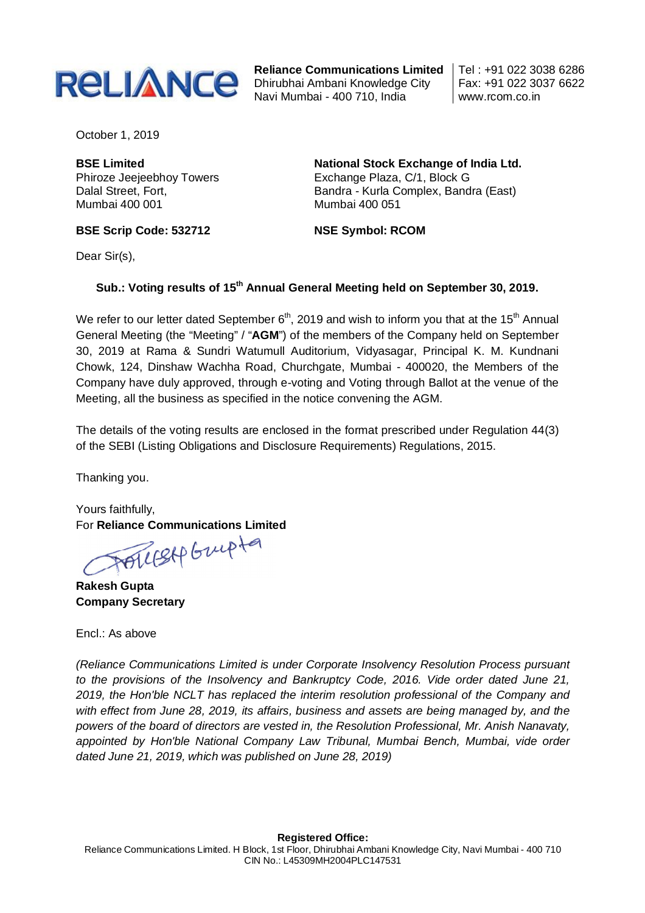**Reliance Communications Limited**
Dhirubhai Ambani Knowledge City
Navi Mumbai - 400 710, India

Tel : +91 022 3038 6286
Fax: +91 022 3037 6622
www.rcom.co.in

October 1, 2019

**BSE Limited**
Phiroze Jeejeebhoy Towers
Dalal Street, Fort,
Mumbai 400 001

**BSE Scrip Code: 532712**

**National Stock Exchange of India Ltd.**
Exchange Plaza, C/1, Block G
Bandra - Kurla Complex, Bandra (East)
Mumbai 400 051

**NSE Symbol: RCOM**

Dear Sir(s),

**Sub.: Voting results of 15th Annual General Meeting held on September 30, 2019.**

We refer to our letter dated September 6th, 2019 and wish to inform you that at the 15th Annual General Meeting (the "Meeting" / "**AGM**") of the members of the Company held on September 30, 2019 at Rama & Sundri Watumull Auditorium, Vidyasagar, Principal K. M. Kundnani Chowk, 124, Dinshaw Wachha Road, Churchgate, Mumbai - 400020, the Members of the Company have duly approved, through e-voting and Voting through Ballot at the venue of the Meeting, all the business as specified in the notice convening the AGM.

The details of the voting results are enclosed in the format prescribed under Regulation 44(3) of the SEBI (Listing Obligations and Disclosure Requirements) Regulations, 2015.

Thanking you.

Yours faithfully,
For **Reliance Communications Limited**

**Rakesh Gupta**
**Company Secretary**

Encl.: As above

*(Reliance Communications Limited is under Corporate Insolvency Resolution Process pursuant to the provisions of the Insolvency and Bankruptcy Code, 2016. Vide order dated June 21, 2019, the Hon'ble NCLT has replaced the interim resolution professional of the Company and with effect from June 28, 2019, its affairs, business and assets are being managed by, and the powers of the board of directors are vested in, the Resolution Professional, Mr. Anish Nanavaty, appointed by Hon'ble National Company Law Tribunal, Mumbai Bench, Mumbai, vide order dated June 21, 2019, which was published on June 28, 2019)*

**Registered Office:**
Reliance Communications Limited. H Block, 1st Floor, Dhirubhai Ambani Knowledge City, Navi Mumbai - 400 710
CIN No.: L45309MH2004PLC147531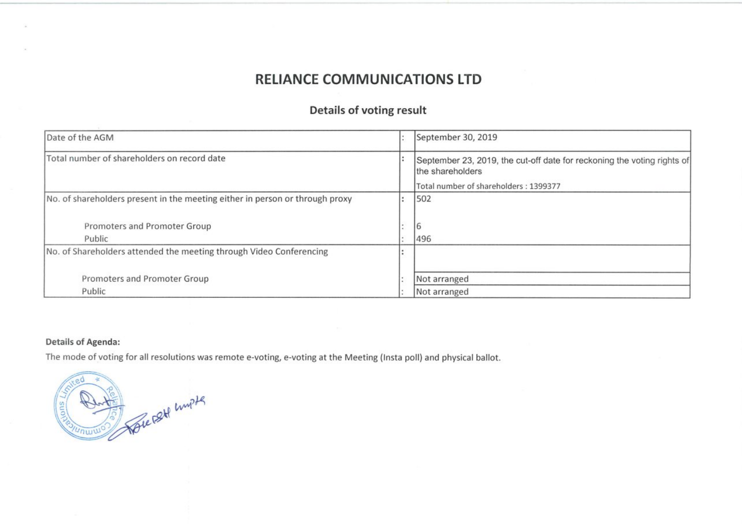# RELIANCE COMMUNICATIONS LTD

## Details of voting result

| | | |
|---|---|---|
| Date of the AGM | : | September 30, 2019 |
| Total number of shareholders on record date | : | September 23, 2019, the cut-off date for reckoning the voting rights of the shareholders<br>Total number of shareholders : 1399377 |
| No. of shareholders present in the meeting either in person or through proxy | : | 502 |
| Promoters and Promoter Group | : | 6 |
| Public | : | 496 |
| No. of Shareholders attended the meeting through Video Conferencing | : | |
| Promoters and Promoter Group | : | Not arranged |
| Public | : | Not arranged |

**Details of Agenda:**

The mode of voting for all resolutions was remote e-voting, e-voting at the Meeting (Insta poll) and physical ballot.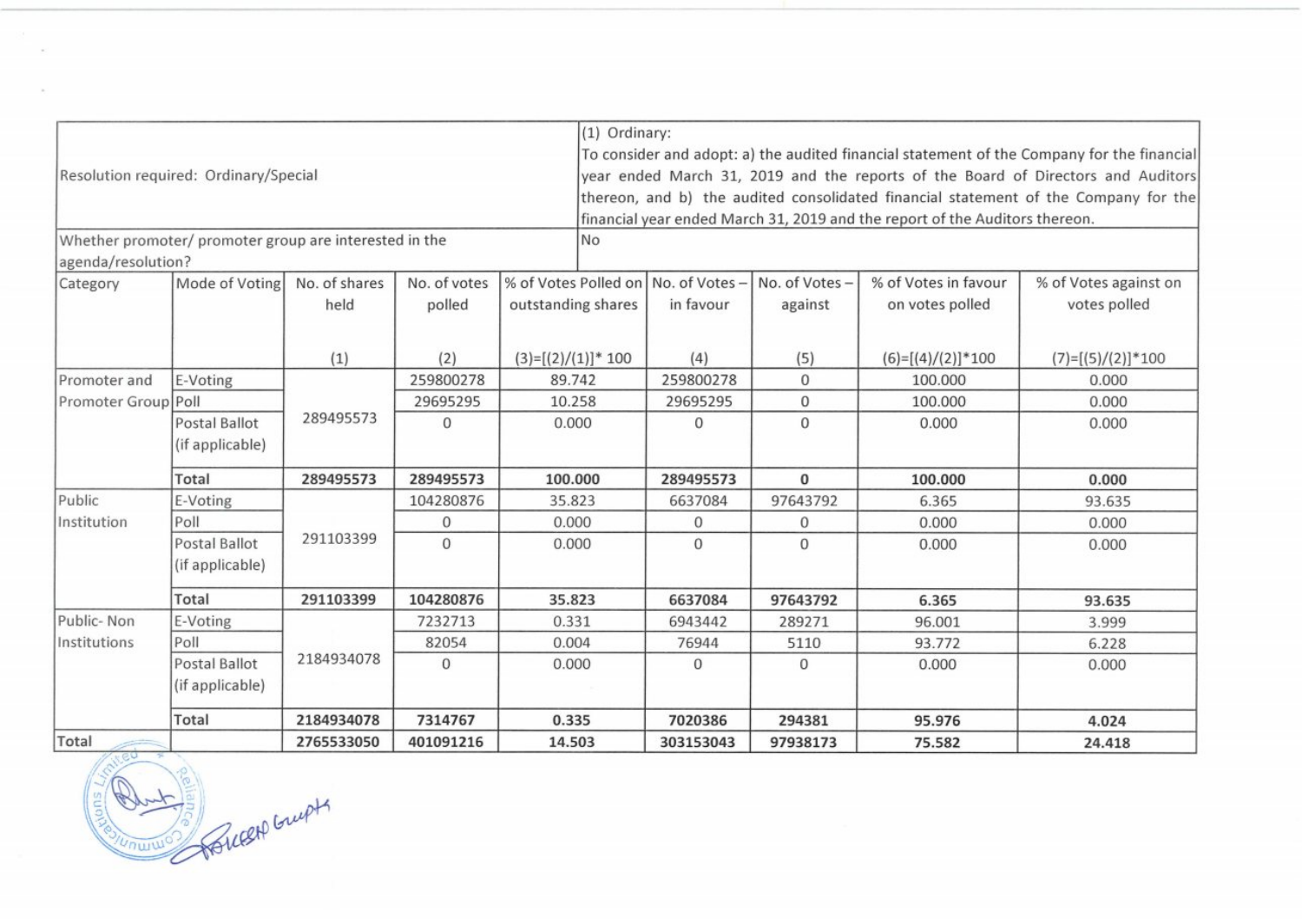| Resolution required: Ordinary/Special | | | | | (1) Ordinary: To consider and adopt: a) the audited financial statement of the Company for the financial year ended March 31, 2019 and the reports of the Board of Directors and Auditors thereon, and b) the audited consolidated financial statement of the Company for the financial year ended March 31, 2019 and the report of the Auditors thereon. | | | |
|---|---|---|---|---|---|---|---|---|
| Whether promoter/ promoter group are interested in the agenda/resolution? | | | | | No | | | |
| Category | Mode of Voting | No. of shares held<br>(1) | No. of votes polled<br>(2) | % of Votes Polled on outstanding shares<br>(3)=[(2)/(1)]* 100 | No. of Votes – in favour<br>(4) | No. of Votes – against<br>(5) | % of Votes in favour on votes polled<br>(6)=[(4)/(2)]*100 | % of Votes against on votes polled<br>(7)=[(5)/(2)]*100 |
| Promoter and Promoter Group | E-Voting | 289495573 | 259800278 | 89.742 | 259800278 | 0 | 100.000 | 0.000 |
| | Poll | | 29695295 | 10.258 | 29695295 | 0 | 100.000 | 0.000 |
| | Postal Ballot (if applicable) | | 0 | 0.000 | 0 | 0 | 0.000 | 0.000 |
| | **Total** | **289495573** | **289495573** | **100.000** | **289495573** | **0** | **100.000** | **0.000** |
| Public Institution | E-Voting | 291103399 | 104280876 | 35.823 | 6637084 | 97643792 | 6.365 | 93.635 |
| | Poll | | 0 | 0.000 | 0 | 0 | 0.000 | 0.000 |
| | Postal Ballot (if applicable) | | 0 | 0.000 | 0 | 0 | 0.000 | 0.000 |
| | **Total** | **291103399** | **104280876** | **35.823** | **6637084** | **97643792** | **6.365** | **93.635** |
| Public- Non Institutions | E-Voting | 2184934078 | 7232713 | 0.331 | 6943442 | 289271 | 96.001 | 3.999 |
| | Poll | | 82054 | 0.004 | 76944 | 5110 | 93.772 | 6.228 |
| | Postal Ballot (if applicable) | | 0 | 0.000 | 0 | 0 | 0.000 | 0.000 |
| | **Total** | **2184934078** | **7314767** | **0.335** | **7020386** | **294381** | **95.976** | **4.024** |
| **Total** | | **2765533050** | **401091216** | **14.503** | **303153043** | **97938173** | **75.582** | **24.418** |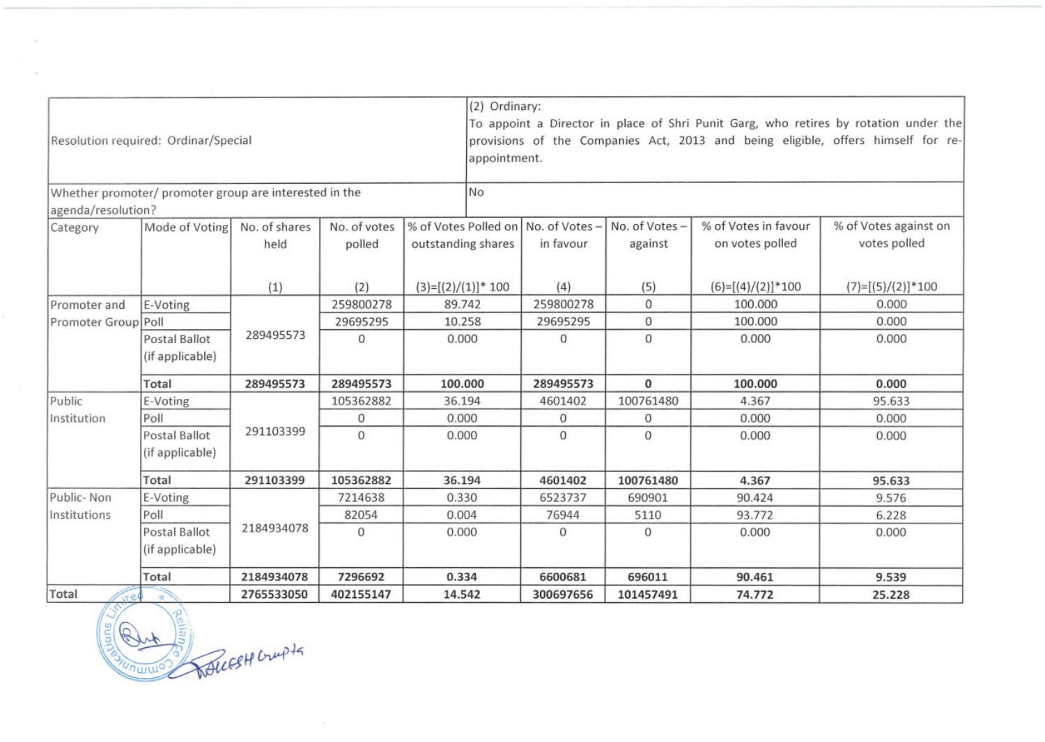| Resolution required: Ordinar/Special | | | | (2) Ordinary: To appoint a Director in place of Shri Punit Garg, who retires by rotation under the provisions of the Companies Act, 2013 and being eligible, offers himself for re-appointment. | | | | |
|---|---|---|---|---|---|---|---|---|
| Whether promoter/ promoter group are interested in the agenda/resolution? | | | | No | | | | |
| Category | Mode of Voting | No. of shares held (1) | No. of votes polled (2) | % of Votes Polled on outstanding shares (3)=[(2)/(1)]* 100 | No. of Votes – in favour (4) | No. of Votes – against (5) | % of Votes in favour on votes polled (6)=[(4)/(2)]*100 | % of Votes against on votes polled (7)=[(5)/(2)]*100 |
| Promoter and Promoter Group | E-Voting | 289495573 | 259800278 | 89.742 | 259800278 | 0 | 100.000 | 0.000 |
| | Poll | | 29695295 | 10.258 | 29695295 | 0 | 100.000 | 0.000 |
| | Postal Ballot (if applicable) | | 0 | 0.000 | 0 | 0 | 0.000 | 0.000 |
| | **Total** | **289495573** | **289495573** | **100.000** | **289495573** | **0** | **100.000** | **0.000** |
| Public Institution | E-Voting | 291103399 | 105362882 | 36.194 | 4601402 | 100761480 | 4.367 | 95.633 |
| | Poll | | 0 | 0.000 | 0 | 0 | 0.000 | 0.000 |
| | Postal Ballot (if applicable) | | 0 | 0.000 | 0 | 0 | 0.000 | 0.000 |
| | **Total** | **291103399** | **105362882** | **36.194** | **4601402** | **100761480** | **4.367** | **95.633** |
| Public- Non Institutions | E-Voting | 2184934078 | 7214638 | 0.330 | 6523737 | 690901 | 90.424 | 9.576 |
| | Poll | | 82054 | 0.004 | 76944 | 5110 | 93.772 | 6.228 |
| | Postal Ballot (if applicable) | | 0 | 0.000 | 0 | 0 | 0.000 | 0.000 |
| | **Total** | **2184934078** | **7296692** | **0.334** | **6600681** | **696011** | **90.461** | **9.539** |
| Total | | **2765533050** | **402155147** | **14.542** | **300697656** | **101457491** | **74.772** | **25.228** |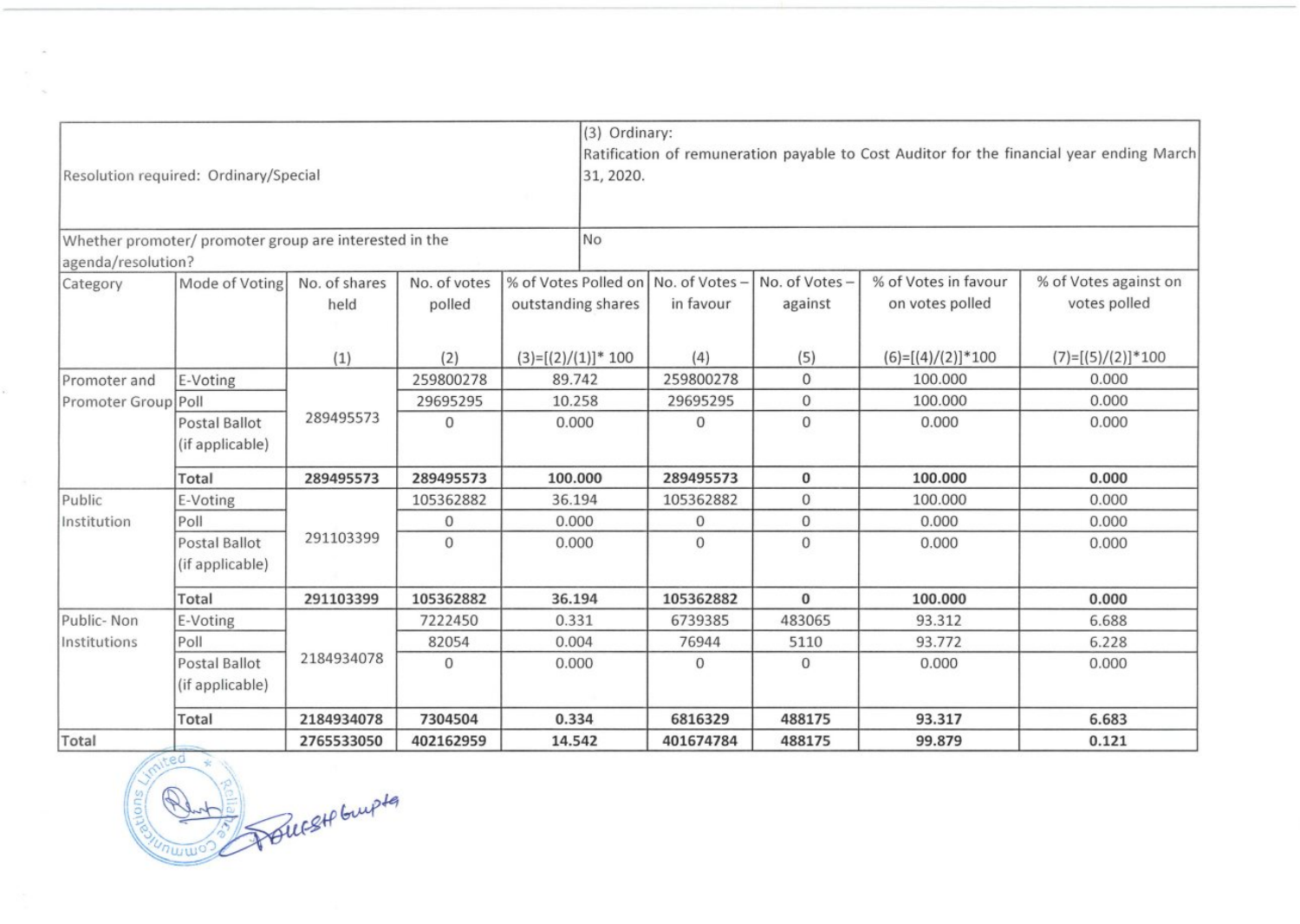| Resolution required: Ordinary/Special | | | | (3) Ordinary: Ratification of remuneration payable to Cost Auditor for the financial year ending March 31, 2020. | | | |
|---|---|---|---|---|---|---|---|
| Whether promoter/ promoter group are interested in the agenda/resolution? | | | | No | | | |
| Category | Mode of Voting | No. of shares held (1) | No. of votes polled (2) | % of Votes Polled on outstanding shares (3)=[(2)/(1)]* 100 | No. of Votes – in favour (4) | No. of Votes – against (5) | % of Votes in favour on votes polled (6)=[(4)/(2)]*100 | % of Votes against on votes polled (7)=[(5)/(2)]*100 |
| Promoter and Promoter Group | E-Voting | 289495573 | 259800278 | 89.742 | 259800278 | 0 | 100.000 | 0.000 |
| | Poll | | 29695295 | 10.258 | 29695295 | 0 | 100.000 | 0.000 |
| | Postal Ballot (if applicable) | | 0 | 0.000 | 0 | 0 | 0.000 | 0.000 |
| | **Total** | **289495573** | **289495573** | **100.000** | **289495573** | **0** | **100.000** | **0.000** |
| Public Institution | E-Voting | 291103399 | 105362882 | 36.194 | 105362882 | 0 | 100.000 | 0.000 |
| | Poll | | 0 | 0.000 | 0 | 0 | 0.000 | 0.000 |
| | Postal Ballot (if applicable) | | 0 | 0.000 | 0 | 0 | 0.000 | 0.000 |
| | **Total** | **291103399** | **105362882** | **36.194** | **105362882** | **0** | **100.000** | **0.000** |
| Public- Non Institutions | E-Voting | 2184934078 | 7222450 | 0.331 | 6739385 | 483065 | 93.312 | 6.688 |
| | Poll | | 82054 | 0.004 | 76944 | 5110 | 93.772 | 6.228 |
| | Postal Ballot (if applicable) | | 0 | 0.000 | 0 | 0 | 0.000 | 0.000 |
| | **Total** | **2184934078** | **7304504** | **0.334** | **6816329** | **488175** | **93.317** | **6.683** |
| Total | | **2765533050** | **402162959** | **14.542** | **401674784** | **488175** | **99.879** | **0.121** |